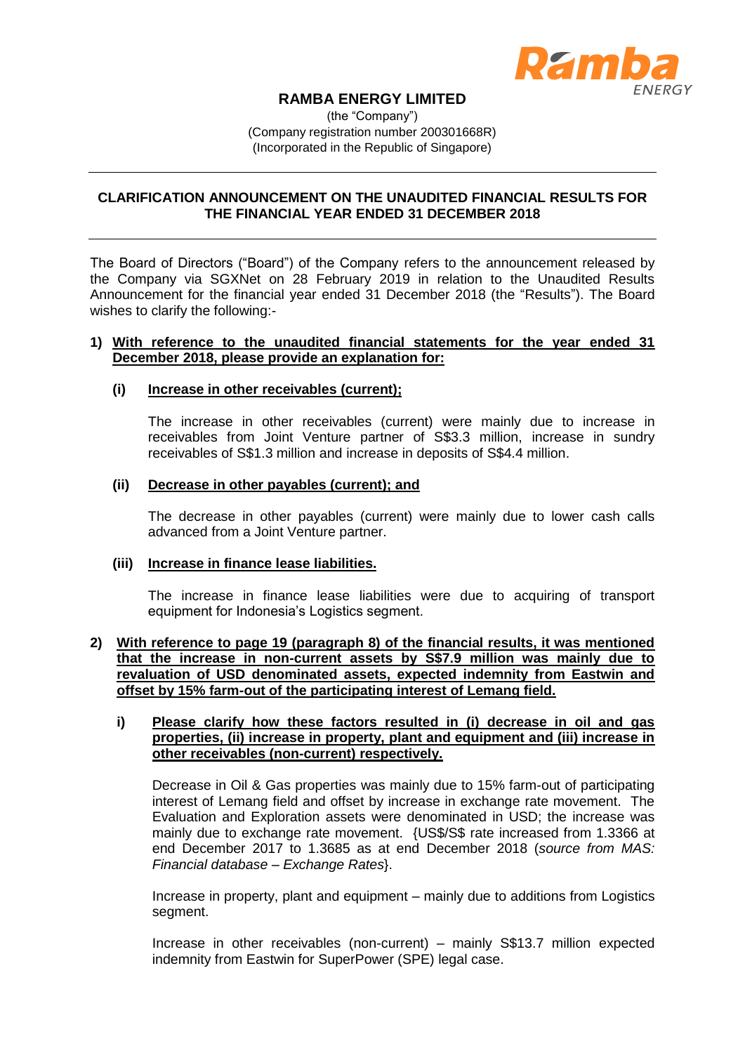# RAMBA ENERGY LIMITED

(the "Company")
(Company registration number 200301668R)
(Incorporated in the Republic of Singapore)

---

## CLARIFICATION ANNOUNCEMENT ON THE UNAUDITED FINANCIAL RESULTS FOR THE FINANCIAL YEAR ENDED 31 DECEMBER 2018

---

The Board of Directors ("Board") of the Company refers to the announcement released by the Company via SGXNet on 28 February 2019 in relation to the Unaudited Results Announcement for the financial year ended 31 December 2018 (the "Results"). The Board wishes to clarify the following:-

**1) With reference to the unaudited financial statements for the year ended 31 December 2018, please provide an explanation for:**

**(i) Increase in other receivables (current);**

The increase in other receivables (current) were mainly due to increase in receivables from Joint Venture partner of S$3.3 million, increase in sundry receivables of S$1.3 million and increase in deposits of S$4.4 million.

**(ii) Decrease in other payables (current); and**

The decrease in other payables (current) were mainly due to lower cash calls advanced from a Joint Venture partner.

**(iii) Increase in finance lease liabilities.**

The increase in finance lease liabilities were due to acquiring of transport equipment for Indonesia's Logistics segment.

**2) With reference to page 19 (paragraph 8) of the financial results, it was mentioned that the increase in non-current assets by S$7.9 million was mainly due to revaluation of USD denominated assets, expected indemnity from Eastwin and offset by 15% farm-out of the participating interest of Lemang field.**

**i) Please clarify how these factors resulted in (i) decrease in oil and gas properties, (ii) increase in property, plant and equipment and (iii) increase in other receivables (non-current) respectively.**

Decrease in Oil & Gas properties was mainly due to 15% farm-out of participating interest of Lemang field and offset by increase in exchange rate movement. The Evaluation and Exploration assets were denominated in USD; the increase was mainly due to exchange rate movement. {US$/S$ rate increased from 1.3366 at end December 2017 to 1.3685 as at end December 2018 (*source from MAS: Financial database – Exchange Rates*}.

Increase in property, plant and equipment – mainly due to additions from Logistics segment.

Increase in other receivables (non-current) – mainly S$13.7 million expected indemnity from Eastwin for SuperPower (SPE) legal case.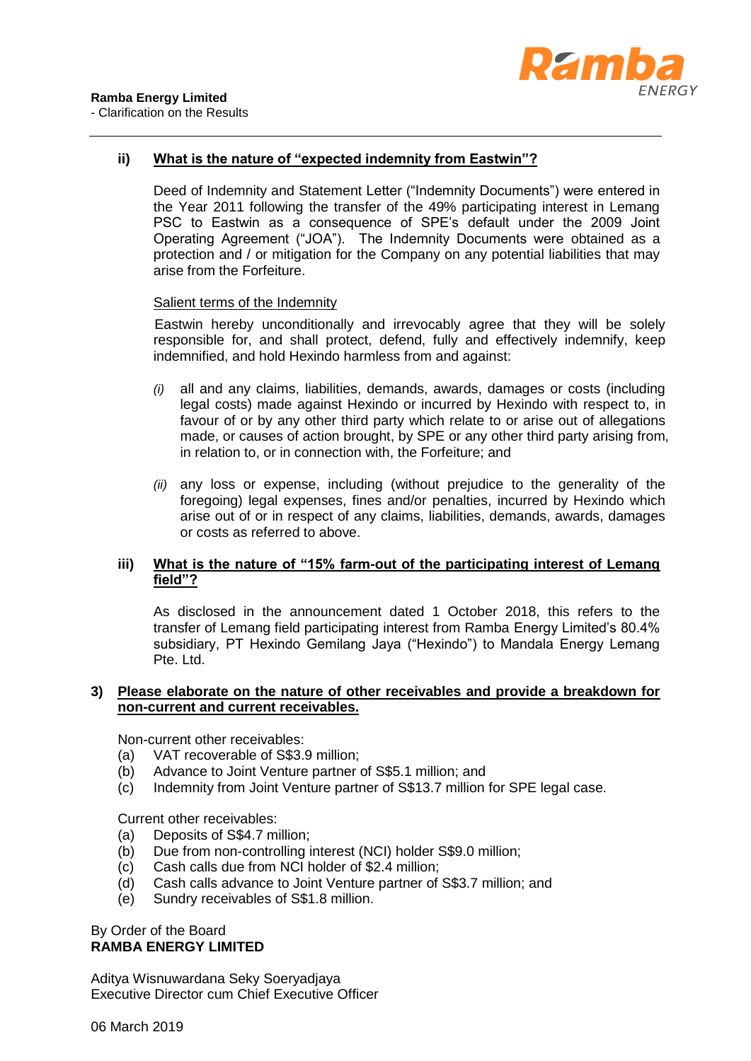**ii) What is the nature of "expected indemnity from Eastwin"?**

Deed of Indemnity and Statement Letter ("Indemnity Documents") were entered in the Year 2011 following the transfer of the 49% participating interest in Lemang PSC to Eastwin as a consequence of SPE's default under the 2009 Joint Operating Agreement ("JOA"). The Indemnity Documents were obtained as a protection and / or mitigation for the Company on any potential liabilities that may arise from the Forfeiture.

Salient terms of the Indemnity

Eastwin hereby unconditionally and irrevocably agree that they will be solely responsible for, and shall protect, defend, fully and effectively indemnify, keep indemnified, and hold Hexindo harmless from and against:

*(i)* all and any claims, liabilities, demands, awards, damages or costs (including legal costs) made against Hexindo or incurred by Hexindo with respect to, in favour of or by any other third party which relate to or arise out of allegations made, or causes of action brought, by SPE or any other third party arising from, in relation to, or in connection with, the Forfeiture; and

*(ii)* any loss or expense, including (without prejudice to the generality of the foregoing) legal expenses, fines and/or penalties, incurred by Hexindo which arise out of or in respect of any claims, liabilities, demands, awards, damages or costs as referred to above.

**iii) What is the nature of "15% farm-out of the participating interest of Lemang field"?**

As disclosed in the announcement dated 1 October 2018, this refers to the transfer of Lemang field participating interest from Ramba Energy Limited's 80.4% subsidiary, PT Hexindo Gemilang Jaya ("Hexindo") to Mandala Energy Lemang Pte. Ltd.

**3) Please elaborate on the nature of other receivables and provide a breakdown for non-current and current receivables.**

Non-current other receivables:

(a) VAT recoverable of S$3.9 million;
(b) Advance to Joint Venture partner of S$5.1 million; and
(c) Indemnity from Joint Venture partner of S$13.7 million for SPE legal case.

Current other receivables:

(a) Deposits of S$4.7 million;
(b) Due from non-controlling interest (NCI) holder S$9.0 million;
(c) Cash calls due from NCI holder of $2.4 million;
(d) Cash calls advance to Joint Venture partner of S$3.7 million; and
(e) Sundry receivables of S$1.8 million.

By Order of the Board
**RAMBA ENERGY LIMITED**

Aditya Wisnuwardana Seky Soeryadjaya
Executive Director cum Chief Executive Officer

06 March 2019